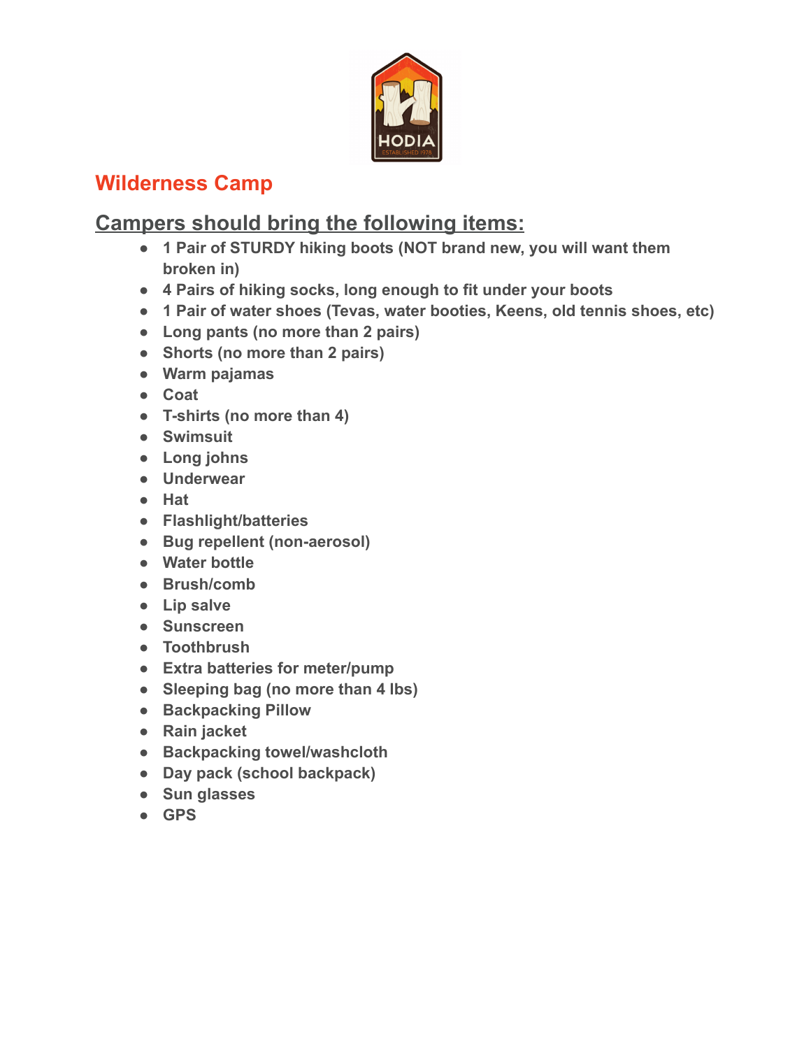HODIA
ESTABLISHED 1978

# Wilderness Camp

## Campers should bring the following items:

- **1 Pair of STURDY hiking boots (NOT brand new, you will want them broken in)**
- **4 Pairs of hiking socks, long enough to fit under your boots**
- **1 Pair of water shoes (Tevas, water booties, Keens, old tennis shoes, etc)**
- **Long pants (no more than 2 pairs)**
- **Shorts (no more than 2 pairs)**
- **Warm pajamas**
- **Coat**
- **T-shirts (no more than 4)**
- **Swimsuit**
- **Long johns**
- **Underwear**
- **Hat**
- **Flashlight/batteries**
- **Bug repellent (non-aerosol)**
- **Water bottle**
- **Brush/comb**
- **Lip salve**
- **Sunscreen**
- **Toothbrush**
- **Extra batteries for meter/pump**
- **Sleeping bag (no more than 4 lbs)**
- **Backpacking Pillow**
- **Rain jacket**
- **Backpacking towel/washcloth**
- **Day pack (school backpack)**
- **Sun glasses**
- **GPS**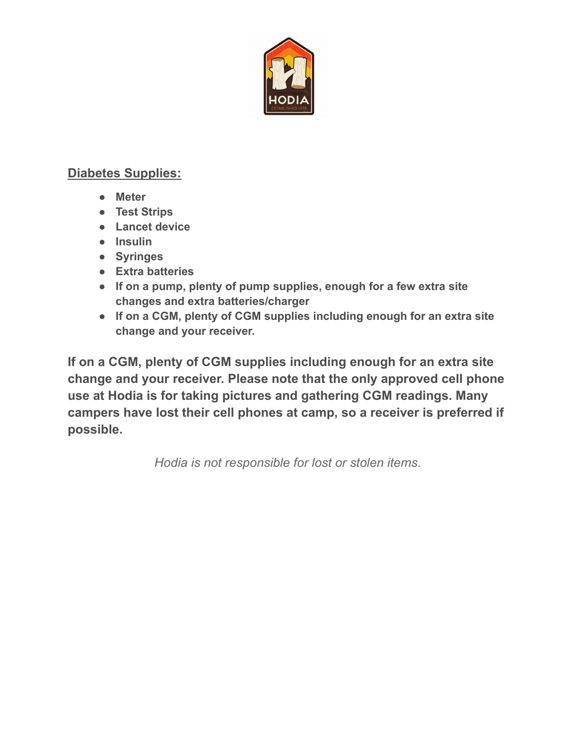**Diabetes Supplies:**

- **Meter**
- **Test Strips**
- **Lancet device**
- **Insulin**
- **Syringes**
- **Extra batteries**
- **If on a pump, plenty of pump supplies, enough for a few extra site changes and extra batteries/charger**
- **If on a CGM, plenty of CGM supplies including enough for an extra site change and your receiver.**

**If on a CGM, plenty of CGM supplies including enough for an extra site change and your receiver. Please note that the only approved cell phone use at Hodia is for taking pictures and gathering CGM readings. Many campers have lost their cell phones at camp, so a receiver is preferred if possible.**

*Hodia is not responsible for lost or stolen items.*